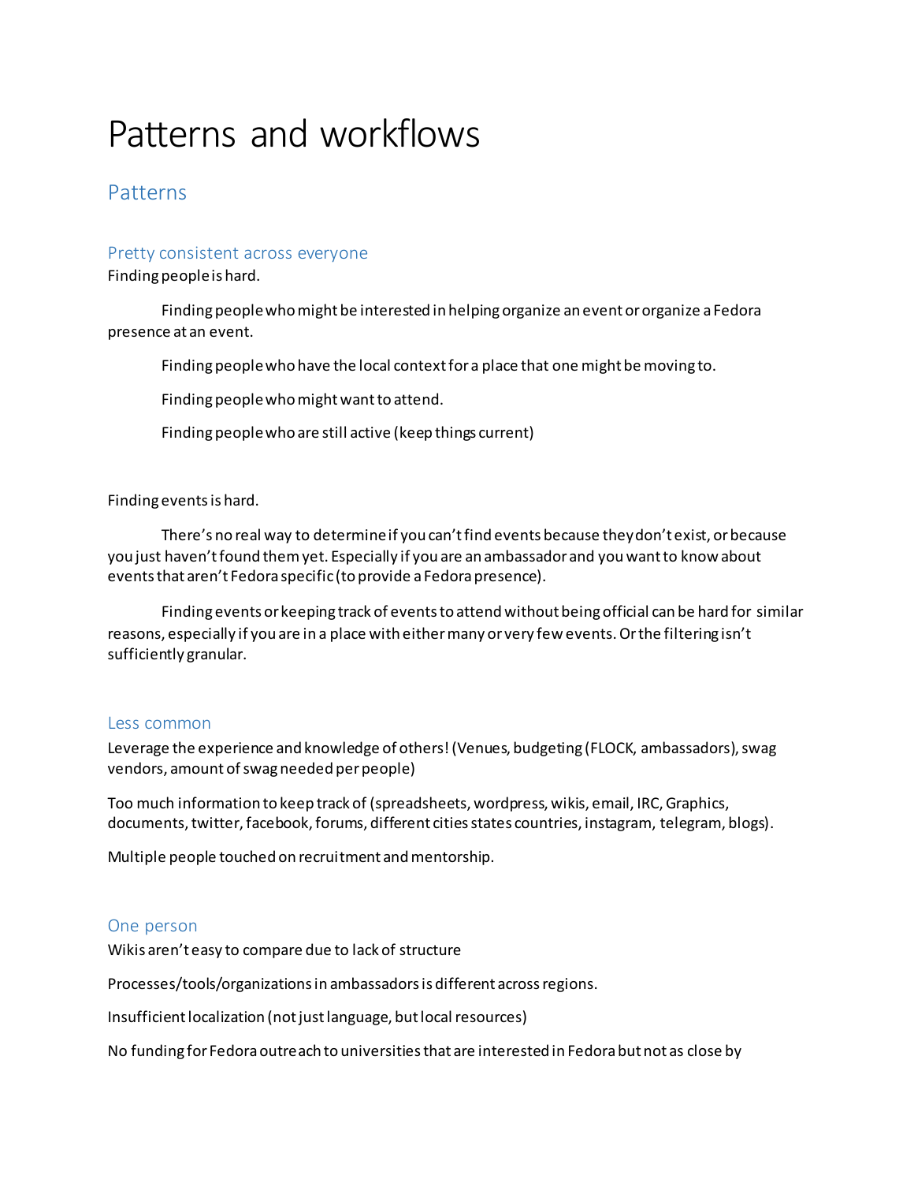# Patterns and workflows

## Patterns

### Pretty consistent across everyone

Finding people is hard.

Finding people who might be interested in helping organize an event or organize a Fedora presence at an event.

Finding people who have the local context for a place that one might be moving to.

Finding people who might want to attend.

Finding people who are still active (keep things current)

Finding events is hard.

There's no real way to determine if you can't find events because they don't exist, or because you just haven't found them yet. Especially if you are an ambassador and you want to know about events that aren't Fedora specific (to provide a Fedora presence).

Finding events or keeping track of events to attend without being official can be hard for similar reasons, especially if you are in a place with either many or very few events. Or the filtering isn't sufficiently granular.

### Less common

Leverage the experience and knowledge of others! (Venues, budgeting (FLOCK, ambassadors), swag vendors, amount of swag needed per people)

Too much information to keep track of (spreadsheets, wordpress, wikis, email, IRC, Graphics, documents, twitter, facebook, forums, different cities states countries, instagram, telegram, blogs).

Multiple people touched on recruitment and mentorship.

### One person

Wikis aren't easy to compare due to lack of structure

Processes/tools/organizations in ambassadors is different across regions.

Insufficient localization (not just language, but local resources)

No funding for Fedora outreach to universities that are interested in Fedora but not as close by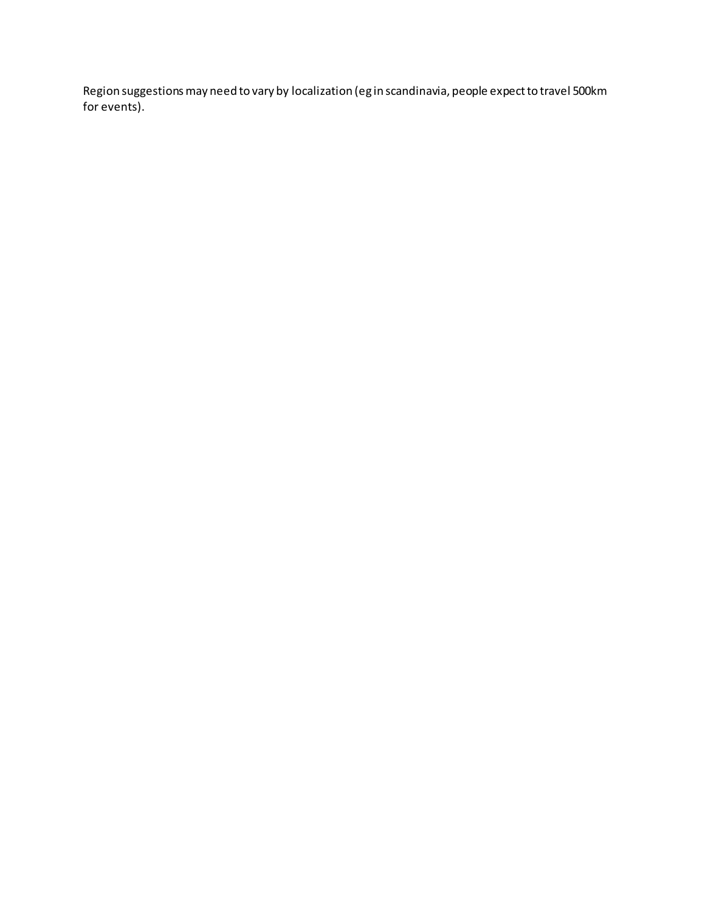Region suggestions may need to vary by localization (eg in scandinavia, people expect to travel 500km for events).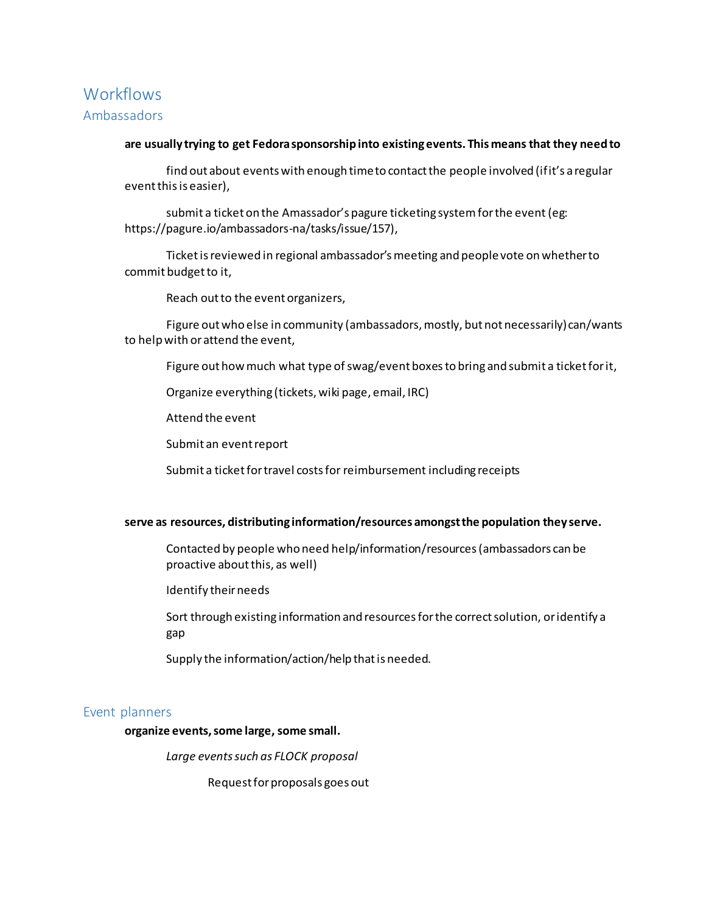## Workflows

### Ambassadors

**are usually trying to get Fedora sponsorship into existing events. This means that they need to**

find out about events with enough time to contact the people involved (if it's a regular event this is easier),

submit a ticket on the Amassador's pagure ticketing system for the event (eg: https://pagure.io/ambassadors-na/tasks/issue/157),

Ticket is reviewed in regional ambassador's meeting and people vote on whether to commit budget to it,

Reach out to the event organizers,

Figure out who else in community (ambassadors, mostly, but not necessarily) can/wants to help with or attend the event,

Figure out how much what type of swag/event boxes to bring and submit a ticket for it,

Organize everything (tickets, wiki page, email, IRC)

Attend the event

Submit an event report

Submit a ticket for travel costs for reimbursement including receipts

**serve as resources, distributing information/resources amongst the population they serve.**

Contacted by people who need help/information/resources (ambassadors can be proactive about this, as well)

Identify their needs

Sort through existing information and resources for the correct solution, or identify a gap

Supply the information/action/help that is needed.

### Event planners

**organize events, some large, some small.**

*Large events such as FLOCK proposal*

Request for proposals goes out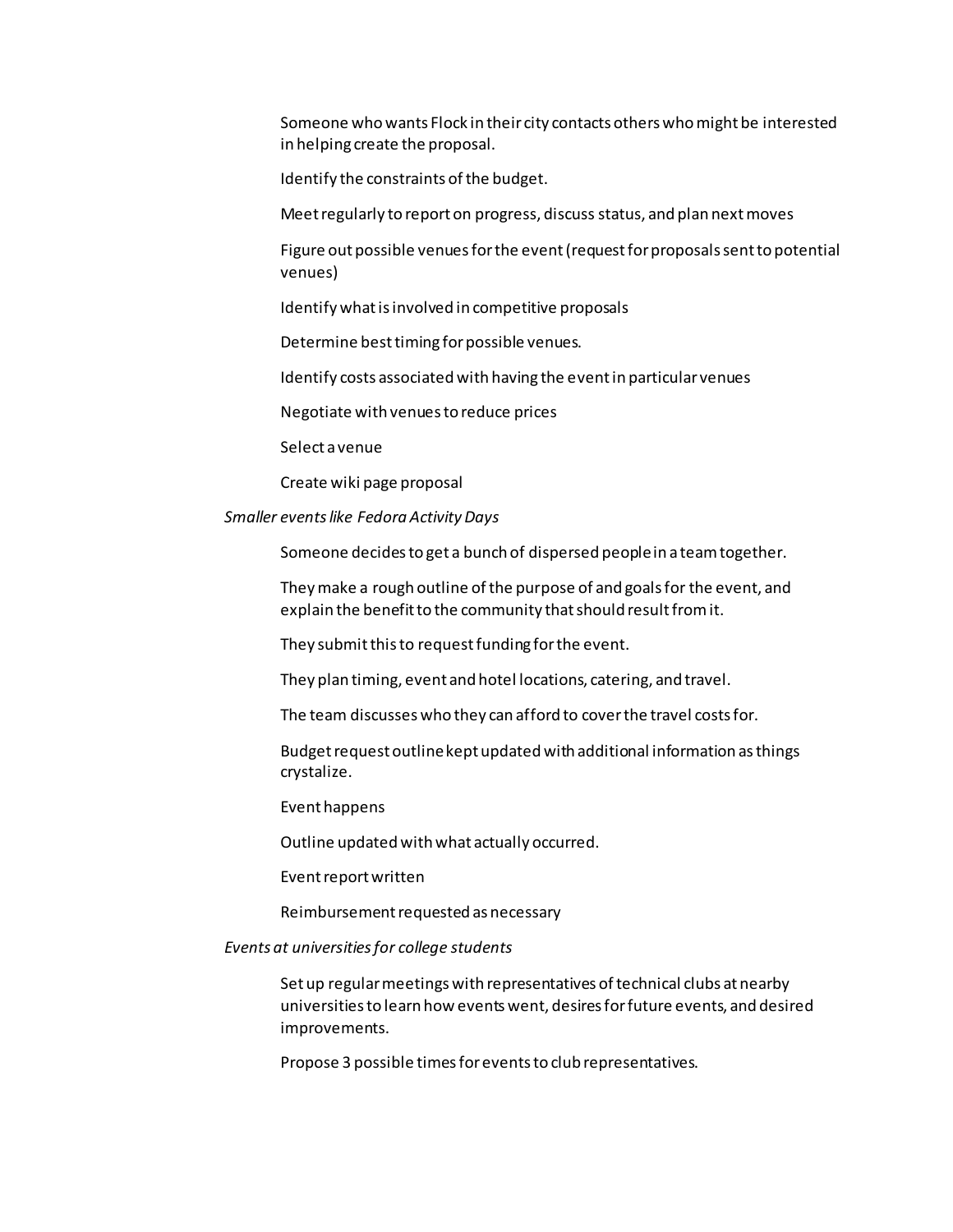Someone who wants Flock in their city contacts others who might be interested in helping create the proposal.

Identify the constraints of the budget.

Meet regularly to report on progress, discuss status, and plan next moves

Figure out possible venues for the event (request for proposals sent to potential venues)

Identify what is involved in competitive proposals

Determine best timing for possible venues.

Identify costs associated with having the event in particular venues

Negotiate with venues to reduce prices

Select a venue

Create wiki page proposal

*Smaller events like Fedora Activity Days*

Someone decides to get a bunch of dispersed people in a team together.

They make a rough outline of the purpose of and goals for the event, and explain the benefit to the community that should result from it.

They submit this to request funding for the event.

They plan timing, event and hotel locations, catering, and travel.

The team discusses who they can afford to cover the travel costs for.

Budget request outline kept updated with additional information as things crystalize.

Event happens

Outline updated with what actually occurred.

Event report written

Reimbursement requested as necessary

*Events at universities for college students*

Set up regular meetings with representatives of technical clubs at nearby universities to learn how events went, desires for future events, and desired improvements.

Propose 3 possible times for events to club representatives.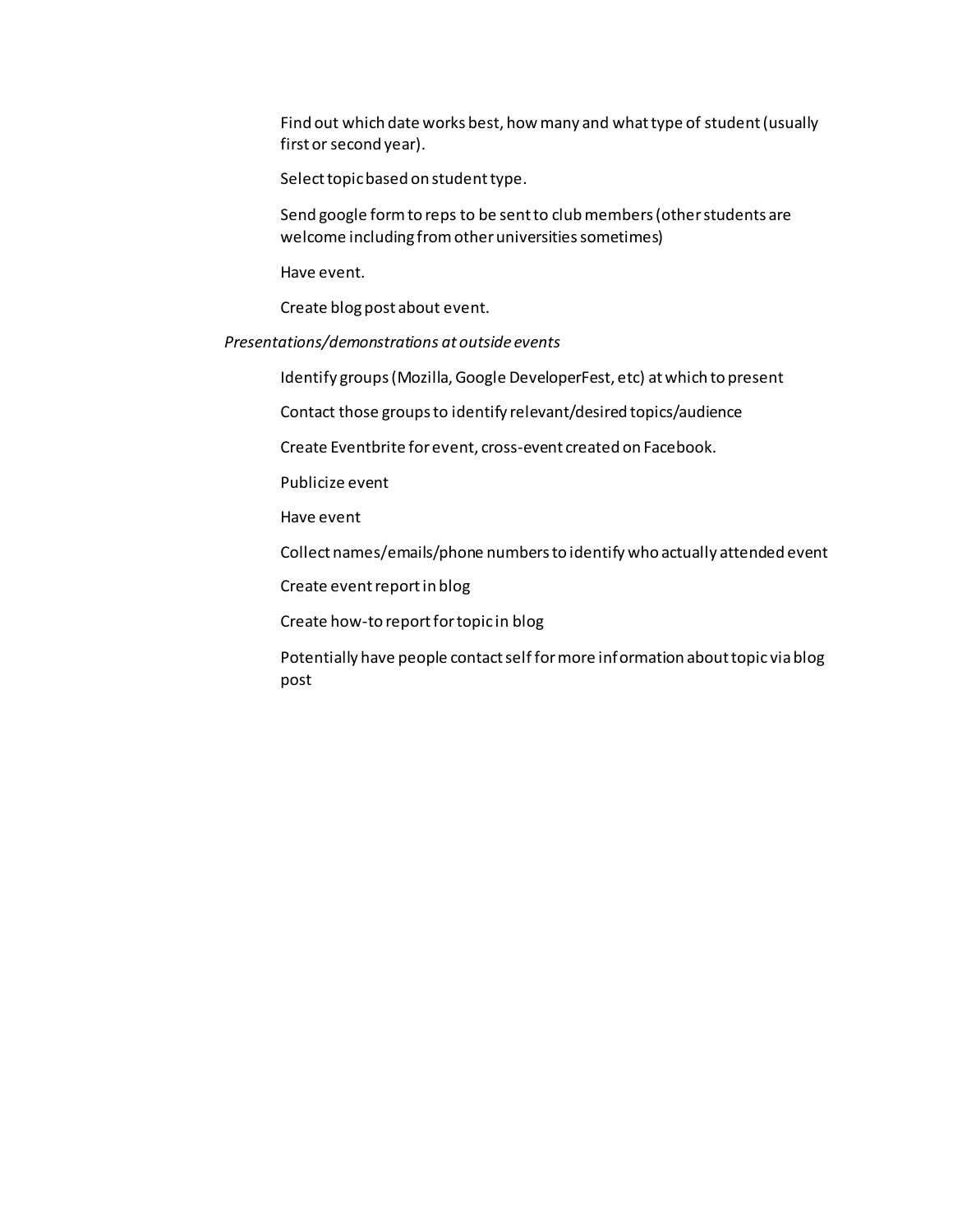Find out which date works best, how many and what type of student (usually first or second year).

Select topic based on student type.

Send google form to reps to be sent to club members (other students are welcome including from other universities sometimes)

Have event.

Create blog post about event.

*Presentations/demonstrations at outside events*

Identify groups (Mozilla, Google DeveloperFest, etc) at which to present

Contact those groups to identify relevant/desired topics/audience

Create Eventbrite for event, cross-event created on Facebook.

Publicize event

Have event

Collect names/emails/phone numbers to identify who actually attended event

Create event report in blog

Create how-to report for topic in blog

Potentially have people contact self for more information about topic via blog post